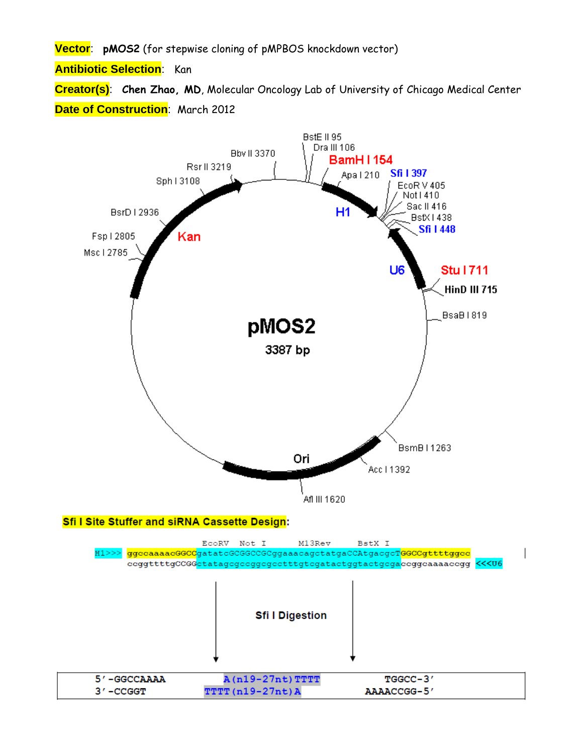**Vector**: **pMOS2** (for stepwise cloning of pMPBOS knockdown vector)

**Antibiotic Selection**: Kan

**Creator(s)**: **Chen Zhao, MD**, Molecular Oncology Lab of University of Chicago Medical Center

**Date of Construction**: March 2012

pMOS2
3387 bp

BstE II 95, Dra III 106, BamH I 154, Apa I 210, Sfi I 397, EcoR V 405, Not I 410, Sac II 416, BstX I 438, Sfi I 448, Stu I 711, HinD III 715, BsaB I 819, BsmB I 1263, Acc I 1392, Afl III 1620, Msc I 2785, Fsp I 2805, BsrD I 2936, Sph I 3108, Rsr II 3219, Bbv II 3370

H1, U6, Ori, Kan

**Sfi I Site Stuffer and siRNA Cassette Design**:

```
              EcoRV   Not I      M13Rev      BstX I
H1>>> ggccaaaacGGCCgatatcGCGGCCGCggaaacagctatgaCCAtgacgcTGGCCgttttggcc
      ccggttttgCCGGctatagcgccggcgcctttgtcgatactggtactgcgaccggcaaaaccgg <<<U6
```

Sfi I Digestion

```
5'-GGCCAAAA      A(n19-27nt)TTTT        TGGCC-3'
3'-CCGGT       TTTT(n19-27nt)A        AAAACCGG-5'
```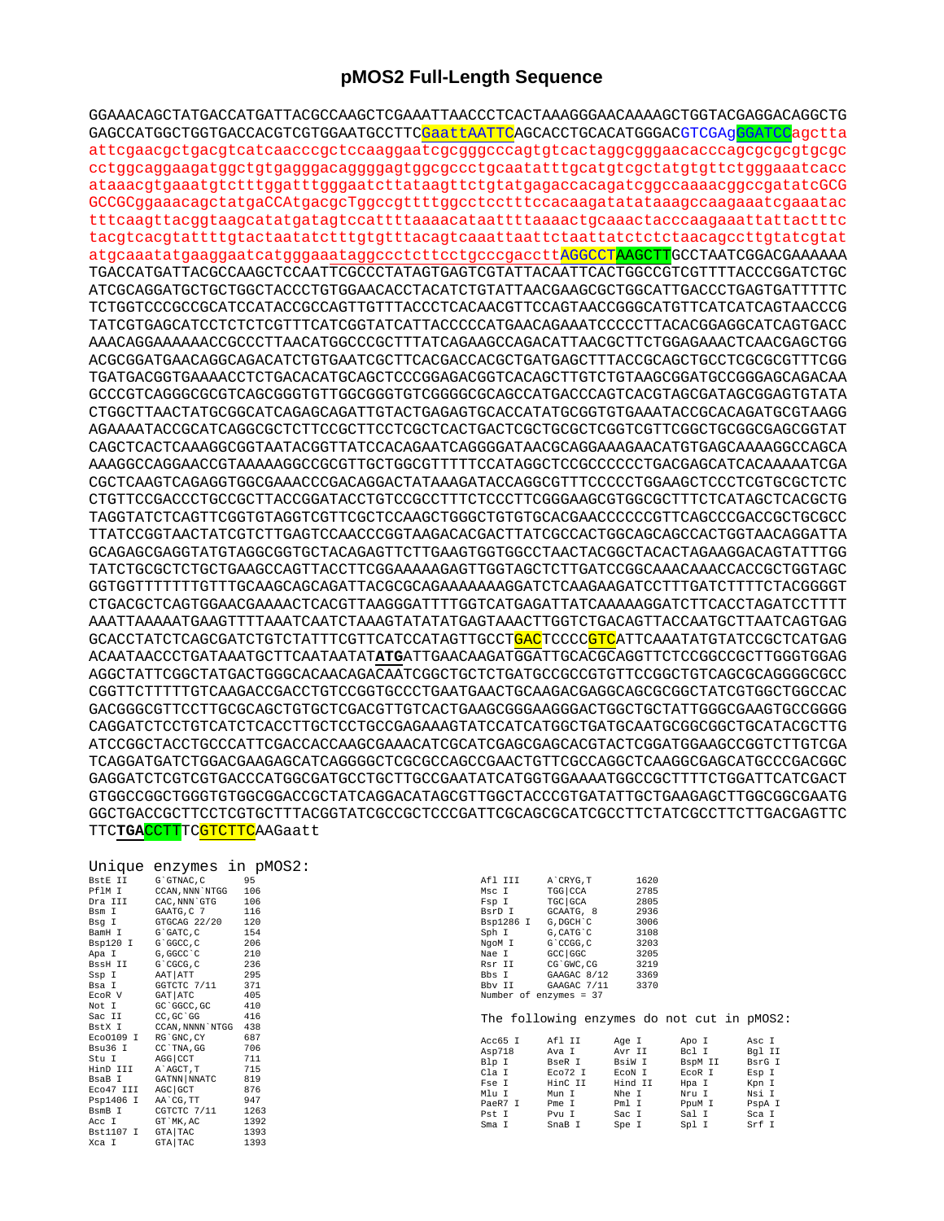# pMOS2 Full-Length Sequence

```
GGAAACAGCTATGACCATGATTACGCCAAGCTCGAAATTAACCCTCACTAAAGGGAACAAAAGCTGGTACGAGGACAGGCTG
GAGCCATGGCTGGTGACCACGTCGTGGAATGCCTTCGaattAATTCAGCACCTGCACATGGGACGTCGAgGGATCCagctta
attcgaacgctgacgtcatcaacccgctccaaggaatcgcgggcccagtgtcactaggcgggaacacccagcgcgcgtgcgc
cctggcaggaagatggctgtgagggacaggggagtggcgccctgcaatatttgcatgtcgctatgtgttctgggaaatcacc
ataaacgtgaaatgtctttggatttgggaatcttataagttctgtatgagaccacagatcggccaaaacggccgatatcGCG
GCCGCggaaacagctatgaCCAtgacgcTggccgttttggcctcctttccacaagatatataaagccaagaaatcgaaatac
tttcaagttacggtaagcatatgatagtccattttaaaacataattttaaaactgcaaactacccaagaaattattactttc
tacgtcacgtattttgtactaatatctttgtgtttacagtcaaattaattctaattatctctctaacagccttgtatcgtat
atgcaaatatgaaggaatcatgggaaataggccctcttcctgcccgaccttAGGCCTAAGCTTGCCTAATCGGACGAAAAAA
TGACCATGATTACGCCAAGCTCCAATTCGCCCTATAGTGAGTCGTATTACAATTCACTGGCCGTCGTTTTACCCGGATCTGC
ATCGCAGGATGCTGCTGGCTACCCTGTGGAACACCTACATCTGTATTAACGAAGCGCTGGCATTGACCCTGAGTGATTTTTC
TCTGGTCCCGCCGCATCCATACCGCCAGTTGTTTACCCTCACAACGTTCCAGTAACCGGGCATGTTCATCATCAGTAACCCG
TATCGTGAGCATCCTCTCTCGTTTCATCGGTATCATTACCCCCATGAACAGAAATCCCCCTTACACGGAGGCATCAGTGACC
AAACAGGAAAAAACCGCCCTTAACATGGCCCGCTTTATCAGAAGCCAGACATTAACGCTTCTGGAGAAACTCAACGAGCTGG
ACGCGGATGAACAGGCAGACATCTGTGAATCGCTTCACGACCACGCTGATGAGCTTTACCGCAGCTGCCTCGCGCGTTTCGG
TGATGACGGTGAAAACCTCTGACACATGCAGCTCCCGGAGACGGTCACAGCTTGTCTGTAAGCGGATGCCGGGAGCAGACAA
GCCCGTCAGGGCGCGTCAGCGGGTGTTGGCGGGTGTCGGGGCGCAGCCATGACCCAGTCACGTAGCGATAGCGGAGTGTATA
CTGGCTTAACTATGCGGCATCAGAGCAGATTGTACTGAGAGTGCACCATATGCGGTGTGAAATACCGCACAGATGCGTAAGG
AGAAAATACCGCATCAGGCGCTCTTCCGCTTCCTCGCTCACTGACTCGCTGCGCTCGGTCGTTCGGCTGCGGCGAGCGGTAT
CAGCTCACTCAAAGGCGGTAATACGGTTATCCACAGAATCAGGGGATAACGCAGGAAAGAACATGTGAGCAAAAGGCCAGCA
AAAGGCCAGGAACCGTAAAAAGGCCGCGTTGCTGGCGTTTTTCCATAGGCTCCGCCCCCCTGACGAGCATCACAAAAATCGA
CGCTCAAGTCAGAGGTGGCGAAACCCGACAGGACTATAAAGATACCAGGCGTTTCCCCCTGGAAGCTCCCTCGTGCGCTCTC
CTGTTCCGACCCTGCCGCTTACCGGATACCTGTCCGCCTTTCTCCCTTCGGGAAGCGTGGCGCTTTCTCATAGCTCACGCTG
TAGGTATCTCAGTTCGGTGTAGGTCGTTCGCTCCAAGCTGGGCTGTGTGCACGAACCCCCCGTTCAGCCCGACCGCTGCGCC
TTATCCGGTAACTATCGTCTTGAGTCCAACCCGGTAAGACACGACTTATCGCCACTGGCAGCAGCCACTGGTAACAGGATTA
GCAGAGCGAGGTATGTAGGCGGTGCTACAGAGTTCTTGAAGTGGTGGCCTAACTACGGCTACACTAGAAGGACAGTATTTGG
TATCTGCGCTCTGCTGAAGCCAGTTACCTTCGGAAAAAGAGTTGGTAGCTCTTGATCCGGCAAACAAACCACCGCTGGTAGC
GGTGGTTTTTTTGTTTGCAAGCAGCAGATTACGCGCAGAAAAAAAGGATCTCAAGAAGATCCTTTGATCTTTTCTACGGGGT
CTGACGCTCAGTGGAACGAAAACTCACGTTAAGGGATTTTGGTCATGAGATTATCAAAAAGGATCTTCACCTAGATCCTTTT
AAATTAAAAATGAAGTTTTAAATCAATCTAAAGTATATATGAGTAAACTTGGTCTGACAGTTACCAATGCTTAATCAGTGAG
GCACCTATCTCAGCGATCTGTCTATTTCGTTCATCCATAGTTGCCTGACTCCCCGTCATTCAAATATGTATCCGCTCATGAG
ACAATAACCCTGATAAATGCTTCAATAATATATGATTGAACAAGATGGATTGCACGCAGGTTCTCCGGCCGCTTGGGTGGAG
AGGCTATTCGGCTATGACTGGGCACAACAGACAATCGGCTGCTCTGATGCCGCCGTGTTCCGGCTGTCAGCGCAGGGGCGCC
CGGTTCTTTTTGTCAAGACCGACCTGTCCGGTGCCCTGAATGAACTGCAAGACGAGGCAGCGCGGCTATCGTGGCTGGCCAC
GACGGGCGTTCCTTGCGCAGCTGTGCTCGACGTTGTCACTGAAGCGGGAAGGGACTGGCTGCTATTGGGCGAAGTGCCGGGG
CAGGATCTCCTGTCATCTCACCTTGCTCCTGCCGAGAAAGTATCCATCATGGCTGATGCAATGCGGCGGCTGCATACGCTTG
ATCCGGCTACCTGCCCATTCGACCACCAAGCGAAACATCGCATCGAGCGAGCACGTACTCGGATGGAAGCCGGTCTTGTCGA
TCAGGATGATCTGGACGAAGAGCATCAGGGGCTCGCGCCAGCCGAACTGTTCGCCAGGCTCAAGGCGAGCATGCCCGACGGC
GAGGATCTCGTCGTGACCCATGGCGATGCCTGCTTGCCGAATATCATGGTGGAAAATGGCCGCTTTTCTGGATTCATCGACT
GTGGCCGGCTGGGTGTGGCGGACCGCTATCAGGACATAGCGTTGGCTACCCGTGATATTGCTGAAGAGCTTGGCGGCGAATG
GGCTGACCGCTTCCTCGTGCTTTACGGTATCGCCGCTCCCGATTCGCAGCGCATCGCCTTCTATCGCCTTCTTGACGAGTTC
TTCTGACCTTTCGTCTTCAAGaatt
```

## Unique enzymes in pMOS2:

| Enzyme | Site | Position |
|---|---|---|
| BstE II | G`GTNAC,C | 95 |
| PflM I | CCAN,NNN`NTGG | 106 |
| Dra III | CAC,NNN`GTG | 106 |
| Bsm I | GAATG,C 7 | 116 |
| Bsg I | GTGCAG 22/20 | 120 |
| BamH I | G`GATC,C | 154 |
| Bsp120 I | G`GGCC,C | 206 |
| Apa I | G,GGCC`C | 210 |
| BssH II | G`CGCG,C | 236 |
| Ssp I | AAT\|ATT | 295 |
| Bsa I | GGTCTC 7/11 | 371 |
| EcoR V | GAT\|ATC | 405 |
| Not I | GC`GGCC,GC | 410 |
| Sac II | CC,GC`GG | 416 |
| BstX I | CCAN,NNNN`NTGG | 438 |
| Eco0109 I | RG`GNC,CY | 687 |
| Bsu36 I | CC`TNA,GG | 706 |
| Stu I | AGG\|CCT | 711 |
| HinD III | A`AGCT,T | 715 |
| BsaB I | GATNN\|NNATC | 819 |
| Eco47 III | AGC\|GCT | 876 |
| Psp1406 I | AA`CG,TT | 947 |
| BsmB I | CGTCTC 7/11 | 1263 |
| Acc I | GT`MK,AC | 1392 |
| Bst1107 I | GTA\|TAC | 1393 |
| Xca I | GTA\|TAC | 1393 |
| Afl III | A`CRYG,T | 1620 |
| Msc I | TGG\|CCA | 2785 |
| Fsp I | TGC\|GCA | 2805 |
| BsrD I | GCAATG, 8 | 2936 |
| Bsp1286 I | G,DGCH`C | 3006 |
| Sph I | G,CATG`C | 3108 |
| NgoM I | G`CCGG,C | 3203 |
| Nae I | GCC\|GGC | 3205 |
| Rsr II | CG`GWC,CG | 3219 |
| Bbs I | GAAGAC 8/12 | 3369 |
| Bbv II | GAAGAC 7/11 | 3370 |

Number of enzymes = 37

The following enzymes do not cut in pMOS2:

| | | | | |
|---|---|---|---|---|
| Acc65 I | Afl II | Age I | Apo I | Asc I |
| Asp718 | Ava I | Avr II | Bcl I | Bgl II |
| Blp I | BseR I | BsiW I | BspM II | BsrG I |
| Cla I | Eco72 I | EcoN I | EcoR I | Esp I |
| Fse I | HinC II | Hind II | Hpa I | Kpn I |
| Mlu I | Mun I | Nhe I | Nru I | Nsi I |
| PaeR7 I | Pme I | Pml I | PpuM I | PspA I |
| Pst I | Pvu I | Sac I | Sal I | Sca I |
| Sma I | SnaB I | Spe I | Spl I | Srf I |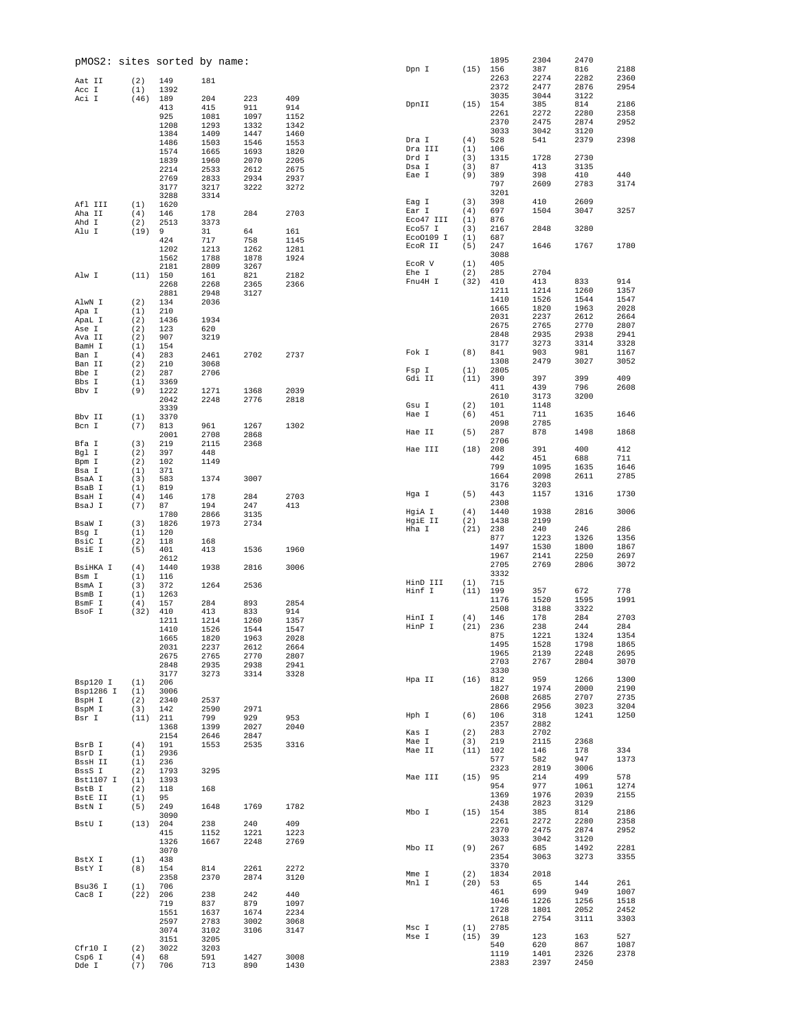pMOS2: sites sorted by name:

```
Aat II      (2)   149    181
Acc I       (1)   1392
Aci I       (46)  189    204    223    409
                  413    415    911    914
                  925    1081   1097   1152
                  1208   1293   1332   1342
                  1384   1409   1447   1460
                  1486   1503   1546   1553
                  1574   1665   1693   1820
                  1839   1960   2070   2205
                  2214   2533   2612   2675
                  2769   2833   2934   2937
                  3177   3217   3222   3272
                  3288   3314
Afl III     (1)   1620
Aha II      (4)   146    178    284    2703
Ahd I       (2)   2513   3373
Alu I       (19)  9      31     64     161
                  424    717    758    1145
                  1202   1213   1262   1281
                  1562   1788   1878   1924
                  2181   2809   3267
Alw I       (11)  150    161    821    2182
                  2268   2268   2365   2366
                  2881   2948   3127
AlwN I      (2)   134    2036
Apa I       (1)   210
ApaL I      (2)   1436   1934
Ase I       (2)   123    620
Ava II      (2)   907    3219
BamH I      (1)   154
Ban I       (4)   283    2461   2702   2737
Ban II      (2)   210    3068
Bbe I       (2)   287    2706
Bbs I       (1)   3369
Bbv I       (9)   1222   1271   1368   2039
                  2042   2248   2776   2818
                  3339
Bbv II      (1)   3370
Bcn I       (7)   813    961    1267   1302
                  2001   2708   2868
Bfa I       (3)   219    2115   2368
Bgl I       (2)   397    448
Bpm I       (2)   102    1149
Bsa I       (1)   371
BsaA I      (3)   583    1374   3007
BsaB I      (1)   819
BsaH I      (4)   146    178    284    2703
BsaJ I      (7)   87     194    247    413
                  1780   2866   3135
BsaW I      (3)   1826   1973   2734
Bsg I       (1)   120
BsiC I      (2)   118    168
BsiE I      (5)   401    413    1536   1960
                  2612
BsiHKA I    (4)   1440   1938   2816   3006
Bsm I       (1)   116
BsmA I      (3)   372    1264   2536
BsmB I      (1)   1263
BsmF I      (4)   157    284    893    2854
BsoF I      (32)  410    413    833    914
                  1211   1214   1260   1357
                  1410   1526   1544   1547
                  1665   1820   1963   2028
                  2031   2237   2612   2664
                  2675   2765   2770   2807
                  2848   2935   2938   2941
                  3177   3273   3314   3328
Bsp120 I    (1)   206
Bsp1286 I   (1)   3006
BspH I      (2)   2340   2537
BspM I      (3)   142    2590   2971
Bsr I       (11)  211    799    929    953
                  1368   1399   2027   2040
                  2154   2646   2847
BsrB I      (4)   191    1553   2535   3316
BsrD I      (1)   2936
BssH II     (1)   236
BssS I      (2)   1793   3295
Bst1107 I   (1)   1393
BstB I      (2)   118    168
BstE II     (1)   95
BstN I      (5)   249    1648   1769   1782
                  3090
BstU I      (13)  204    238    240    409
                  415    1152   1221   1223
                  1326   1667   2248   2769
                  3070
BstX I      (1)   438
BstY I      (8)   154    814    2261   2272
                  2358   2370   2874   3120
Bsu36 I     (1)   706
Cac8 I      (22)  206    238    242    440
                  719    837    879    1097
                  1551   1637   1674   2234
                  2597   2783   3002   3068
                  3074   3102   3106   3147
                  3151   3205
Cfr10 I     (2)   3022   3203
Csp6 I      (4)   68     591    1427   3008
Dde I       (7)   706    713    890    1430
                  1895   2304   2470
Dpn I       (15)  156    387    816    2188
                  2263   2274   2282   2360
                  2372   2477   2876   2954
                  3035   3044   3122
DpnII       (15)  154    385    814    2186
                  2261   2272   2280   2358
                  2370   2475   2874   2952
                  3033   3042   3120
Dra I       (4)   528    541    2379   2398
Dra III     (1)   106
Drd I       (3)   1315   1728   2730
Dsa I       (3)   87     413    3135
Eae I       (9)   389    398    410    440
                  797    2609   2783   3174
                  3201
Eag I       (3)   398    410    2609
Ear I       (4)   697    1504   3047   3257
Eco47 III   (1)   876
Eco57 I     (3)   2167   2848   3280
EcoO109 I   (1)   687
EcoR II     (5)   247    1646   1767   1780
                  3088
EcoR V      (1)   405
Ehe I       (2)   285    2704
Fnu4H I     (32)  410    413    833    914
                  1211   1214   1260   1357
                  1410   1526   1544   1547
                  1665   1820   1963   2028
                  2031   2237   2612   2664
                  2675   2765   2770   2807
                  2848   2935   2938   2941
                  3177   3273   3314   3328
Fok I       (8)   841    903    981    1167
                  1308   2479   3027   3052
Fsp I       (1)   2805
Gdi II      (11)  390    397    399    409
                  411    439    796    2608
                  2610   3173   3200
Gsu I       (2)   101    1148
Hae I       (6)   451    711    1635   1646
                  2098   2785
Hae II      (5)   287    878    1498   1868
                  2706
Hae III     (18)  208    391    400    412
                  442    451    688    711
                  799    1095   1635   1646
                  1664   2098   2611   2785
                  3176   3203
Hga I       (5)   443    1157   1316   1730
                  2308
HgiA I      (4)   1440   1938   2816   3006
HgiE II     (2)   1438   2199
Hha I       (21)  238    240    246    286
                  877    1223   1326   1356
                  1497   1530   1800   1867
                  1967   2141   2250   2697
                  2705   2769   2806   3072
                  3332
HinD III    (1)   715
Hinf I      (11)  199    357    672    778
                  1176   1520   1595   1991
                  2508   3188   3322
HinI I      (4)   146    178    284    2703
HinP I      (21)  236    238    244    284
                  875    1221   1324   1354
                  1495   1528   1798   1865
                  1965   2139   2248   2695
                  2703   2767   2804   3070
                  3330
Hpa II      (16)  812    959    1266   1300
                  1827   1974   2000   2190
                  2608   2685   2707   2735
                  2866   2956   3023   3204
Hph I       (6)   106    318    1241   1250
                  2357   2882
Kas I       (2)   283    2702
Mae I       (3)   219    2115   2368
Mae II      (11)  102    146    178    334
                  577    582    947    1373
                  2323   2819   3006
Mae III     (15)  95     214    499    578
                  954    977    1061   1274
                  1369   1976   2039   2155
                  2438   2823   3129
Mbo I       (15)  154    385    814    2186
                  2261   2272   2280   2358
                  2370   2475   2874   2952
                  3033   3042   3120
Mbo II      (9)   267    685    1492   2281
                  2354   3063   3273   3355
                  3370
Mme I       (2)   1834   2018
Mnl I       (20)  53     65     144    261
                  461    699    949    1007
                  1046   1226   1256   1518
                  1728   1801   2052   2452
                  2618   2754   3111   3303
Msc I       (1)   2785
Mse I       (15)  39     123    163    527
                  540    620    867    1087
                  1119   1401   2326   2378
                  2383   2397   2450
```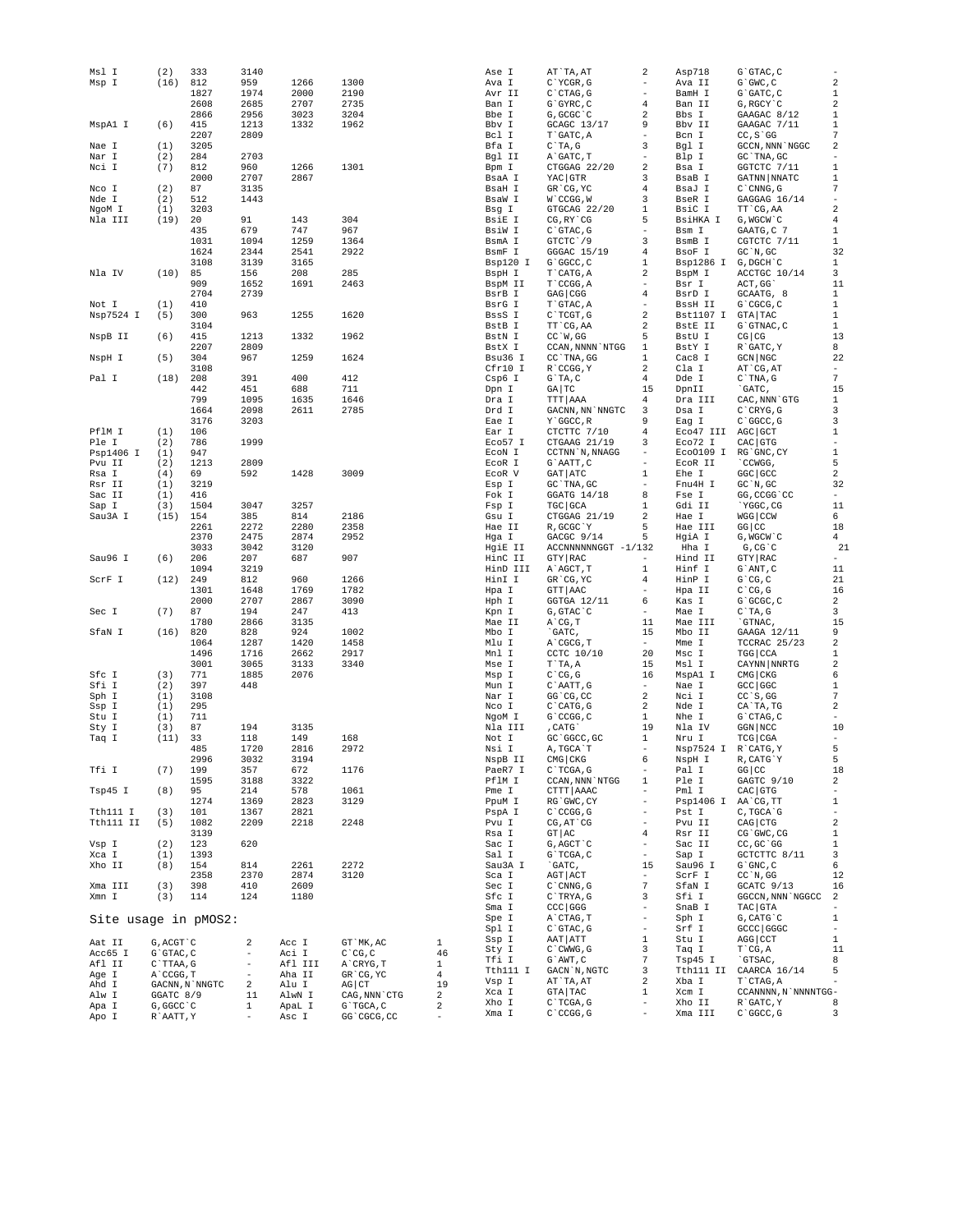| | | | | | |
|---|---|---|---|---|---|
| Msl I | (2) | 333 | 3140 | | |
| Msp I | (16) | 812 | 959 | 1266 | 1300 |
| | | 1827 | 1974 | 2000 | 2190 |
| | | 2608 | 2685 | 2707 | 2735 |
| | | 2866 | 2956 | 3023 | 3204 |
| MspA1 I | (6) | 415 | 1213 | 1332 | 1962 |
| | | 2207 | 2809 | | |
| Nae I | (1) | 3205 | | | |
| Nar I | (2) | 284 | 2703 | | |
| Nci I | (7) | 812 | 960 | 1266 | 1301 |
| | | 2000 | 2707 | 2867 | |
| Nco I | (2) | 87 | 3135 | | |
| Nde I | (2) | 512 | 1443 | | |
| NgoM I | (1) | 3203 | | | |
| Nla III | (19) | 20 | 91 | 143 | 304 |
| | | 435 | 679 | 747 | 967 |
| | | 1031 | 1094 | 1259 | 1364 |
| | | 1624 | 2344 | 2541 | 2922 |
| | | 3108 | 3139 | 3165 | |
| Nla IV | (10) | 85 | 156 | 208 | 285 |
| | | 909 | 1652 | 1691 | 2463 |
| | | 2704 | 2739 | | |
| Not I | (1) | 410 | | | |
| Nsp7524 I | (5) | 300 | 963 | 1255 | 1620 |
| | | 3104 | | | |
| NspB II | (6) | 415 | 1213 | 1332 | 1962 |
| | | 2207 | 2809 | | |
| NspH I | (5) | 304 | 967 | 1259 | 1624 |
| | | 3108 | | | |
| Pal I | (18) | 208 | 391 | 400 | 412 |
| | | 442 | 451 | 688 | 711 |
| | | 799 | 1095 | 1635 | 1646 |
| | | 1664 | 2098 | 2611 | 2785 |
| | | 3176 | 3203 | | |
| PflM I | (1) | 106 | | | |
| Ple I | (2) | 786 | 1999 | | |
| Psp1406 I | (1) | 947 | | | |
| Pvu II | (2) | 1213 | 2809 | | |
| Rsa I | (4) | 69 | 592 | 1428 | 3009 |
| Rsr II | (1) | 3219 | | | |
| Sac II | (1) | 416 | | | |
| Sap I | (3) | 1504 | 3047 | 3257 | |
| Sau3A I | (15) | 154 | 385 | 814 | 2186 |
| | | 2261 | 2272 | 2280 | 2358 |
| | | 2370 | 2475 | 2874 | 2952 |
| | | 3033 | 3042 | 3120 | |
| Sau96 I | (6) | 206 | 207 | 687 | 907 |
| | | 1094 | 3219 | | |
| ScrF I | (12) | 249 | 812 | 960 | 1266 |
| | | 1301 | 1648 | 1769 | 1782 |
| | | 2000 | 2707 | 2867 | 3090 |
| Sec I | (7) | 87 | 194 | 247 | 413 |
| | | 1780 | 2866 | 3135 | |
| SfaN I | (16) | 820 | 828 | 924 | 1002 |
| | | 1064 | 1287 | 1420 | 1458 |
| | | 1496 | 1716 | 2662 | 2917 |
| | | 3001 | 3065 | 3133 | 3340 |
| Sfc I | (3) | 771 | 1885 | 2076 | |
| Sfi I | (2) | 397 | 448 | | |
| Sph I | (1) | 3108 | | | |
| Ssp I | (1) | 295 | | | |
| Stu I | (1) | 711 | | | |
| Sty I | (3) | 87 | 194 | 3135 | |
| Taq I | (11) | 33 | 118 | 149 | 168 |
| | | 485 | 1720 | 2816 | 2972 |
| | | 2996 | 3032 | 3194 | |
| Tfi I | (7) | 199 | 357 | 672 | 1176 |
| | | 1595 | 3188 | 3322 | |
| Tsp45 I | (8) | 95 | 214 | 578 | 1061 |
| | | 1274 | 1369 | 2823 | 3129 |
| Tth111 I | (3) | 101 | 1367 | 2821 | |
| Tth111 II | (5) | 1082 | 2209 | 2218 | 2248 |
| | | 3139 | | | |
| Vsp I | (2) | 123 | 620 | | |
| Xca I | (1) | 1393 | | | |
| Xho II | (8) | 154 | 814 | 2261 | 2272 |
| | | 2358 | 2370 | 2874 | 3120 |
| Xma III | (3) | 398 | 410 | 2609 | |
| Xmn I | (3) | 114 | 124 | 1180 | |

## Site usage in pMOS2:

| | | | | | |
|---|---|---|---|---|---|
| Aat II | G,ACGT`C | 2 | Acc I | GT`MK,AC | 1 |
| Acc65 I | G`GTAC,C | - | Aci I | C`CG,C | 46 |
| Afl II | C`TTAA,G | - | Afl III | A`CRYG,T | 1 |
| Age I | A`CCGG,T | - | Aha II | GR`CG,YC | 4 |
| Ahd I | GACNN,N`NNGTC | 2 | Alu I | AG\|CT | 19 |
| Alw I | GGATC 8/9 | 11 | AlwN I | CAG,NNN`CTG | 2 |
| Apa I | G,GGCC`C | 1 | ApaL I | G`TGCA,C | 2 |
| Apo I | R`AATT,Y | - | Asc I | GG`CGCG,CC | - |
| Ase I | AT`TA,AT | 2 | Asp718 | G`GTAC,C | - |
| Ava I | C`YCGR,G | - | Ava II | G`GWC,C | 2 |
| Avr II | C`CTAG,G | - | BamH I | G`GATC,C | 1 |
| Ban I | G`GYRC,C | 4 | Ban II | G,RGCY`C | 2 |
| Bbe I | G,GCGC`C | 2 | Bbs I | GAAGAC 8/12 | 1 |
| Bbv I | GCAGC 13/17 | 9 | Bbv II | GAAGAC 7/11 | 1 |
| Bcl I | T`GATC,A | - | Bcn I | CC,S`GG | 7 |
| Bfa I | C`TA,G | 3 | Bgl I | GCCN,NNN`NGGC | 2 |
| Bgl II | A`GATC,T | - | Blp I | GC`TNA,GC | - |
| Bpm I | CTGGAG 22/20 | 2 | Bsa I | GGTCTC 7/11 | 1 |
| BsaA I | YAC\|GTR | 3 | BsaB I | GATNN\|NNATC | 1 |
| BsaH I | GR`CG,YC | 4 | BsaJ I | C`CNNG,G | 7 |
| BsaW I | W`CCGG,W | 3 | BseR I | GAGGAG 16/14 | - |
| Bsg I | GTGCAG 22/20 | 1 | BsiC I | TT`CG,AA | 2 |
| BsiE I | CG,RY`CG | 5 | BsiHKA I | G,WGCW`C | 4 |
| BsiW I | C`GTAC,G | - | Bsm I | GAATG,C 7 | 1 |
| BsmA I | GTCTC`/9 | 3 | BsmB I | CGTCTC 7/11 | 1 |
| BsmF I | GGGAC 15/19 | 4 | BsoF I | GC`N,GC | 32 |
| Bsp120 I | G`GGCC,C | 1 | Bsp1286 I | G,DGCH`C | 1 |
| BspH I | T`CATG,A | 2 | BspM I | ACCTGC 10/14 | 3 |
| BspM II | T`CCGG,A | - | Bsr I | ACT,GG` | 11 |
| BsrB I | GAG\|CGG | 4 | BsrD I | GCAATG, 8 | 1 |
| BsrG I | T`GTAC,A | - | BssH II | G`CGCG,C | 1 |
| BssS I | C`TCGT,G | 2 | Bst1107 I | GTA\|TAC | 1 |
| BstB I | TT`CG,AA | 2 | BstE II | G`GTNAC,C | 1 |
| BstN I | CC`W,GG | 5 | BstU I | CG\|CG | 13 |
| BstX I | CCAN,NNNN`NTGG | 1 | BstY I | R`GATC,Y | 8 |
| Bsu36 I | CC`TNA,GG | 1 | Cac8 I | GCN\|NGC | 22 |
| Cfr10 I | R`CCGG,Y | 2 | Cla I | AT`CG,AT | - |
| Csp6 I | G`TA,C | 4 | Dde I | C`TNA,G | 7 |
| Dpn I | GA\|TC | 15 | DpnII | `GATC, | 15 |
| Dra I | TTT\|AAA | 4 | Dra III | CAC,NNN`GTG | 1 |
| Drd I | GACNN,NN`NNGTC | 3 | Dsa I | C`CRYG,G | 3 |
| Eae I | Y`GGCC,R | 9 | Eag I | C`GGCC,G | 3 |
| Ear I | CTCTTC 7/10 | 4 | Eco47 III | AGC\|GCT | 1 |
| Eco57 I | CTGAAG 21/19 | 3 | Eco72 I | CAC\|GTG | - |
| EcoN I | CCTNN`N,NNAGG | - | EcoO109 I | RG`GNC,CY | 1 |
| EcoR I | G`AATT,C | - | EcoR II | `CCWGG, | 5 |
| EcoR V | GAT\|ATC | 1 | Ehe I | GGC\|GCC | 2 |
| Esp I | GC`TNA,GC | - | Fnu4H I | GC`N,GC | 32 |
| Fok I | GGATG 14/18 | 8 | Fse I | GG,CCGG`CC | - |
| Fsp I | TGC\|GCA | 1 | Gdi II | `YGGC,CG | 11 |
| Gsu I | CTGGAG 21/19 | 2 | Hae I | WGG\|CCW | 6 |
| Hae II | R,GCGC`Y | 5 | Hae III | GG\|CC | 18 |
| Hga I | GACGC 9/14 | 5 | HgiA I | G,WGCW`C | 4 |
| HgiE II | ACCNNNNNNGGT -1/132 | | Hha I | G,CG`C | 21 |
| HinC II | GTY\|RAC | - | Hind II | GTY\|RAC | - |
| HinD III | A`AGCT,T | 1 | Hinf I | G`ANT,C | 11 |
| HinI I | GR`CG,YC | 4 | HinP I | G`CG,C | 21 |
| Hpa I | GTT\|AAC | - | Hpa II | C`CG,G | 16 |
| Hph I | GGTGA 12/11 | 6 | Kas I | G`GCGC,C | 2 |
| Kpn I | G,GTAC`C | - | Mae I | C`TA,G | 3 |
| Mae II | A`CG,T | 11 | Mae III | `GTNAC, | 15 |
| Mbo I | `GATC, | 15 | Mbo II | GAAGA 12/11 | 9 |
| Mlu I | A`CGCG,T | - | Mme I | TCCRAC 25/23 | 2 |
| Mnl I | CCTC 10/10 | 20 | Msc I | TGG\|CCA | 1 |
| Mse I | T`TA,A | 15 | Msl I | CAYNN\|NNRTG | 2 |
| Msp I | C`CG,G | 16 | MspA1 I | CMG\|CKG | 6 |
| Mun I | C`AATT,G | - | Nae I | GCC\|GGC | 1 |
| Nar I | GG`CG,CC | 2 | Nci I | CC`S,GG | 7 |
| Nco I | C`CATG,G | 2 | Nde I | CA`TA,TG | 2 |
| NgoM I | G`CCGG,C | 1 | Nhe I | G`CTAG,C | - |
| Nla III | ,CATG` | 19 | Nla IV | GGN\|NCC | 10 |
| Not I | GC`GGCC,GC | 1 | Nru I | TCG\|CGA | - |
| Nsi I | A,TGCA`T | - | Nsp7524 I | R`CATG,Y | 5 |
| NspB II | CMG\|CKG | 6 | NspH I | R,CATG`Y | 5 |
| PaeR7 I | C`TCGA,G | - | Pal I | GG\|CC | 18 |
| PflM I | CCAN,NNN`NTGG | 1 | Ple I | GAGTC 9/10 | 2 |
| Pme I | CTTT\|AAAC | - | Pml I | CAC\|GTG | - |
| PpuM I | RG`GWC,CY | - | Psp1406 I | AA`CG,TT | 1 |
| PspA I | C`CCGG,G | - | Pst I | C,TGCA`G | - |
| Pvu I | CG,AT`CG | - | Pvu II | CAG\|CTG | 2 |
| Rsa I | GT\|AC | 4 | Rsr II | CG`GWC,CG | 1 |
| Sac I | G,AGCT`C | - | Sac II | CC,GC`GG | 1 |
| Sal I | G`TCGA,C | - | Sap I | GCTCTTC 8/11 | 3 |
| Sau3A I | `GATC, | 15 | Sau96 I | G`GNC,C | 6 |
| Sca I | AGT\|ACT | - | ScrF I | CC`N,GG | 12 |
| Sec I | C`CNNG,G | 7 | SfaN I | GCATC 9/13 | 16 |
| Sfc I | C`TRYA,G | 3 | Sfi I | GGCCN,NNN`NGGCC | 2 |
| Sma I | CCC\|GGG | - | SnaB I | TAC\|GTA | - |
| Spe I | A`CTAG,T | - | Sph I | G,CATG`C | 1 |
| Spl I | C`GTAC,G | - | Srf I | GCCC\|GGGC | - |
| Ssp I | AAT\|ATT | 1 | Stu I | AGG\|CCT | 1 |
| Sty I | C`CWWG,G | 3 | Taq I | T`CG,A | 11 |
| Tfi I | G`AWT,C | 7 | Tsp45 I | `GTSAC, | 8 |
| Tth111 I | GACN`N,NGTC | 3 | Tth111 II | CAARCA 16/14 | 5 |
| Vsp I | AT`TA,AT | 2 | Xba I | T`CTAG,A | - |
| Xca I | GTA\|TAC | 1 | Xcm I | CCANNNN,N`NNNNTGG | - |
| Xho I | C`TCGA,G | - | Xho II | R`GATC,Y | 8 |
| Xma I | C`CCGG,G | - | Xma III | C`GGCC,G | 3 |